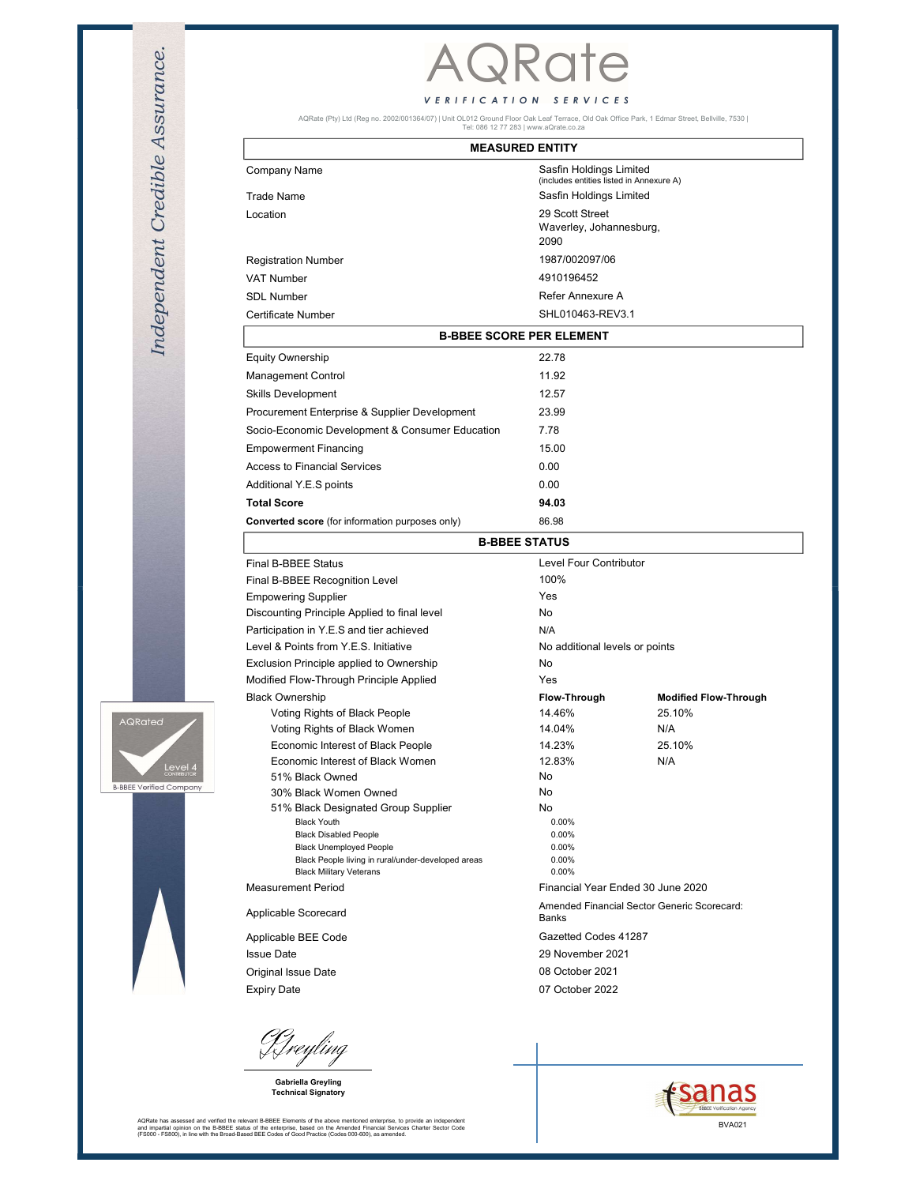# AQRate

VERIFICATION SERVICES

AQRate (Pty) Ltd (Reg no. 2002/001364/07) | Unit OL012 Ground Floor Oak Leaf Terrace, Old Oak Office Park, 1 Edmar Street, Bellville, 7530 | Tel: 086 12 77 283 | www.aQrate.co.za

*Independent Credible Assurance.*

## MEASURED ENTITY

| | |
|---|---|
| Company Name | Sasfin Holdings Limited (includes entities listed in Annexure A) |
| Trade Name | Sasfin Holdings Limited |
| Location | 29 Scott Street Waverley, Johannesburg, 2090 |
| Registration Number | 1987/002097/06 |
| VAT Number | 4910196452 |
| SDL Number | Refer Annexure A |
| Certificate Number | SHL010463-REV3.1 |

## B-BBEE SCORE PER ELEMENT

| | |
|---|---|
| Equity Ownership | 22.78 |
| Management Control | 11.92 |
| Skills Development | 12.57 |
| Procurement Enterprise & Supplier Development | 23.99 |
| Socio-Economic Development & Consumer Education | 7.78 |
| Empowerment Financing | 15.00 |
| Access to Financial Services | 0.00 |
| Additional Y.E.S points | 0.00 |
| **Total Score** | **94.03** |
| **Converted score** (for information purposes only) | 86.98 |

## B-BBEE STATUS

| | | |
|---|---|---|
| Final B-BBEE Status | Level Four Contributor | |
| Final B-BBEE Recognition Level | 100% | |
| Empowering Supplier | Yes | |
| Discounting Principle Applied to final level | No | |
| Participation in Y.E.S and tier achieved | N/A | |
| Level & Points from Y.E.S. Initiative | No additional levels or points | |
| Exclusion Principle applied to Ownership | No | |
| Modified Flow-Through Principle Applied | Yes | |
| Black Ownership | **Flow-Through** | **Modified Flow-Through** |
| Voting Rights of Black People | 14.46% | 25.10% |
| Voting Rights of Black Women | 14.04% | N/A |
| Economic Interest of Black People | 14.23% | 25.10% |
| Economic Interest of Black Women | 12.83% | N/A |
| 51% Black Owned | No | |
| 30% Black Women Owned | No | |
| 51% Black Designated Group Supplier | No | |
| Black Youth | 0.00% | |
| Black Disabled People | 0.00% | |
| Black Unemployed People | 0.00% | |
| Black People living in rural/under-developed areas | 0.00% | |
| Black Military Veterans | 0.00% | |
| Measurement Period | Financial Year Ended 30 June 2020 | |
| Applicable Scorecard | Amended Financial Sector Generic Scorecard: Banks | |
| Applicable BEE Code | Gazetted Codes 41287 | |
| Issue Date | 29 November 2021 | |
| Original Issue Date | 08 October 2021 | |
| Expiry Date | 07 October 2022 | |

AQRated Level 4 Contributor — B-BBEE Verified Company

**Gabriella Greyling**
**Technical Signatory**

SANAS BBBEE Verification Agency BVA021

AQRate has assessed and verified the relevant B-BBEE Elements of the above mentioned enterprise, to provide an independent and impartial opinion on the B-BBEE status of the enterprise, based on the Amended Financial Services Charter Sector Code (FS000 - FS800), in line with the Broad-Based BEE Codes of Good Practice (Codes 000-600), as amended.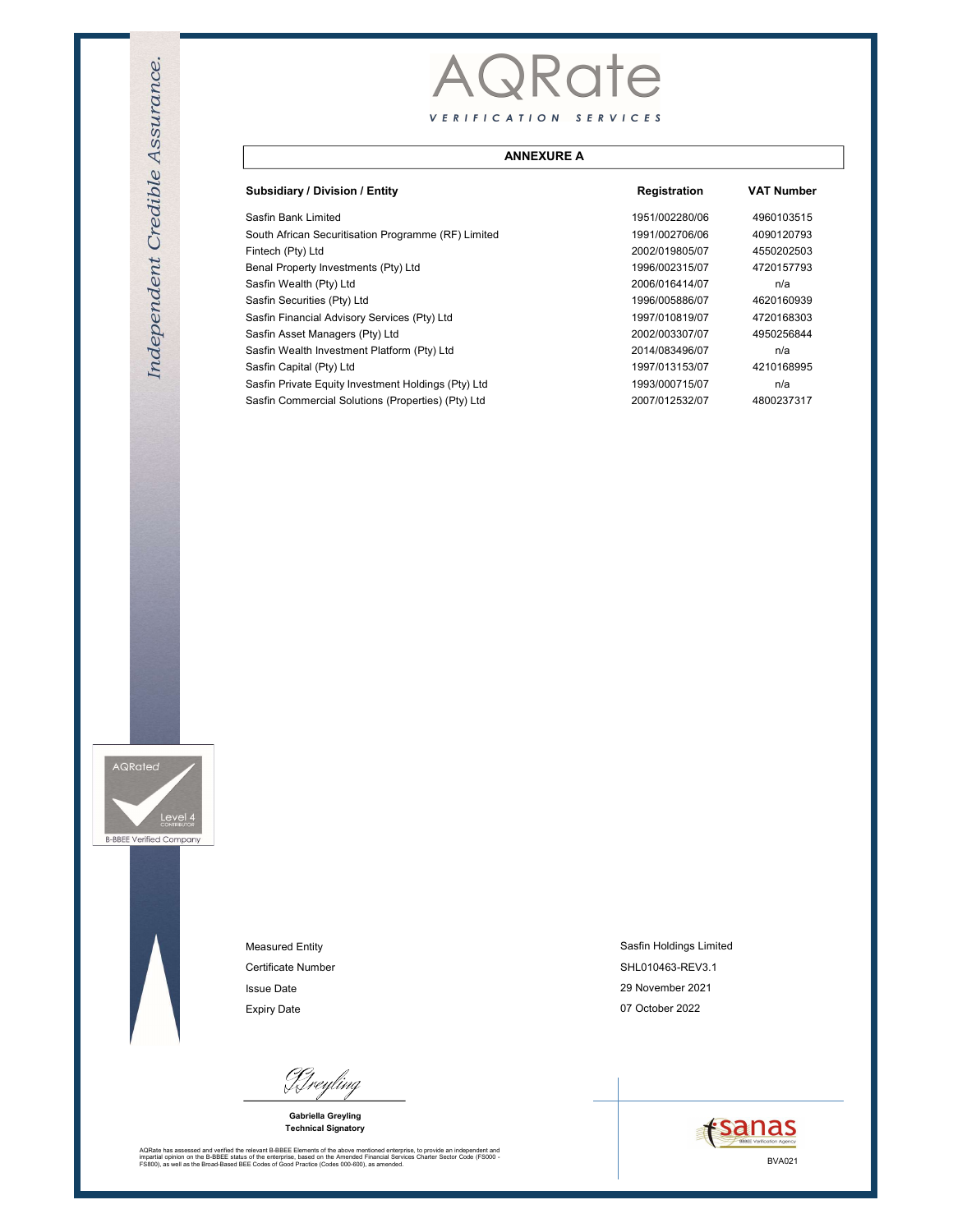AQRate

VERIFICATION SERVICES

*Independent Credible Assurance.*

## ANNEXURE A

| Subsidiary / Division / Entity | Registration | VAT Number |
|---|---|---|
| Sasfin Bank Limited | 1951/002280/06 | 4960103515 |
| South African Securitisation Programme (RF) Limited | 1991/002706/06 | 4090120793 |
| Fintech (Pty) Ltd | 2002/019805/07 | 4550202503 |
| Benal Property Investments (Pty) Ltd | 1996/002315/07 | 4720157793 |
| Sasfin Wealth (Pty) Ltd | 2006/016414/07 | n/a |
| Sasfin Securities (Pty) Ltd | 1996/005886/07 | 4620160939 |
| Sasfin Financial Advisory Services (Pty) Ltd | 1997/010819/07 | 4720168303 |
| Sasfin Asset Managers (Pty) Ltd | 2002/003307/07 | 4950256844 |
| Sasfin Wealth Investment Platform (Pty) Ltd | 2014/083496/07 | n/a |
| Sasfin Capital (Pty) Ltd | 1997/013153/07 | 4210168995 |
| Sasfin Private Equity Investment Holdings (Pty) Ltd | 1993/000715/07 | n/a |
| Sasfin Commercial Solutions (Properties) (Pty) Ltd | 2007/012532/07 | 4800237317 |

AQRated Level 4 CONTRIBUTOR B-BBEE Verified Company

| | |
|---|---|
| Measured Entity | Sasfin Holdings Limited |
| Certificate Number | SHL010463-REV3.1 |
| Issue Date | 29 November 2021 |
| Expiry Date | 07 October 2022 |

G.Greyling

**Gabriella Greyling**
**Technical Signatory**

AQRate has assessed and verified the relevant B-BBEE Elements of the above mentioned enterprise, to provide an independent and impartial opinion on the B-BBEE status of the enterprise, based on the Amended Financial Services Charter Sector Code (FS000 - FS800), as well as the Broad-Based BEE Codes of Good Practice (Codes 000-600), as amended.

sanas BBBEE Verification Agency

BVA021